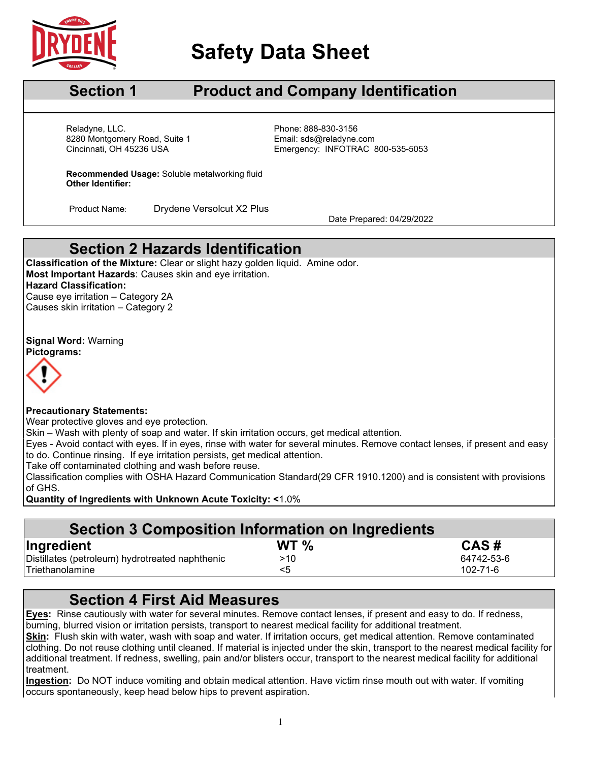# Safety Data Sheet

## Section 1 Product and Company Identification

Reladyne, LLC.
8280 Montgomery Road, Suite 1
Cincinnati, OH 45236 USA

Phone: 888-830-3156
Email: sds@reladyne.com
Emergency: INFOTRAC 800-535-5053

**Recommended Usage:** Soluble metalworking fluid
**Other Identifier:**

Product Name: Drydene Versolcut X2 Plus

Date Prepared: 04/29/2022

## Section 2 Hazards Identification

**Classification of the Mixture:** Clear or slight hazy golden liquid. Amine odor.
**Most Important Hazards**: Causes skin and eye irritation.
**Hazard Classification:**
Cause eye irritation – Category 2A
Causes skin irritation – Category 2

**Signal Word:** Warning
**Pictograms:**

**Precautionary Statements:**
Wear protective gloves and eye protection.
Skin – Wash with plenty of soap and water. If skin irritation occurs, get medical attention.
Eyes - Avoid contact with eyes. If in eyes, rinse with water for several minutes. Remove contact lenses, if present and easy to do. Continue rinsing. If eye irritation persists, get medical attention.
Take off contaminated clothing and wash before reuse.
Classification complies with OSHA Hazard Communication Standard(29 CFR 1910.1200) and is consistent with provisions of GHS.
**Quantity of Ingredients with Unknown Acute Toxicity: <**1.0%

## Section 3 Composition Information on Ingredients

| Ingredient | WT % | CAS # |
|---|---|---|
| Distillates (petroleum) hydrotreated naphthenic | >10 | 64742-53-6 |
| Triethanolamine | <5 | 102-71-6 |

## Section 4 First Aid Measures

**Eyes:** Rinse cautiously with water for several minutes. Remove contact lenses, if present and easy to do. If redness, burning, blurred vision or irritation persists, transport to nearest medical facility for additional treatment.
**Skin:** Flush skin with water, wash with soap and water. If irritation occurs, get medical attention. Remove contaminated clothing. Do not reuse clothing until cleaned. If material is injected under the skin, transport to the nearest medical facility for additional treatment. If redness, swelling, pain and/or blisters occur, transport to the nearest medical facility for additional treatment.
**Ingestion:** Do NOT induce vomiting and obtain medical attention. Have victim rinse mouth out with water. If vomiting occurs spontaneously, keep head below hips to prevent aspiration.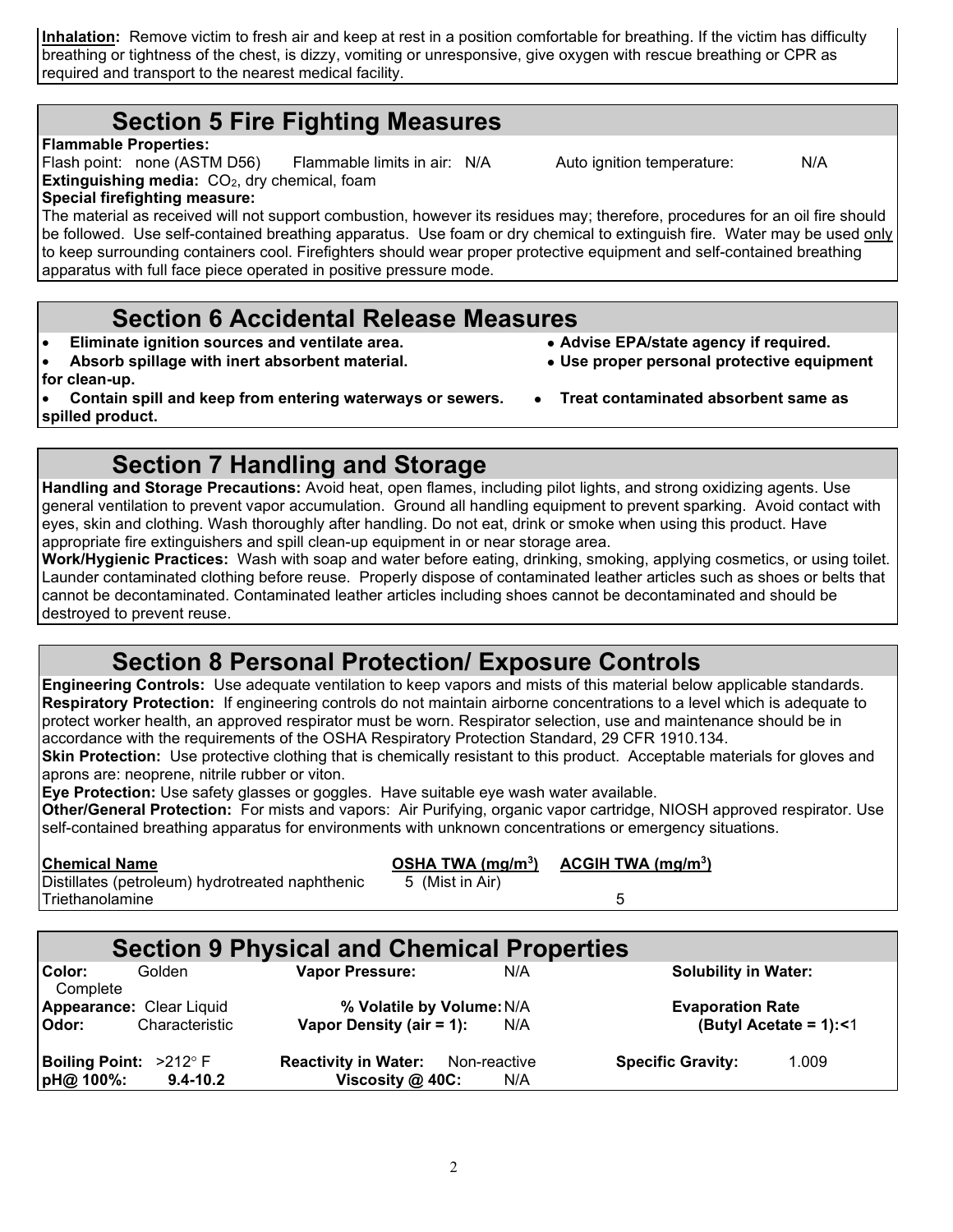**Inhalation:** Remove victim to fresh air and keep at rest in a position comfortable for breathing. If the victim has difficulty breathing or tightness of the chest, is dizzy, vomiting or unresponsive, give oxygen with rescue breathing or CPR as required and transport to the nearest medical facility.

## Section 5 Fire Fighting Measures

**Flammable Properties:**

Flash point: none (ASTM D56) Flammable limits in air: N/A Auto ignition temperature: N/A

**Extinguishing media:** $CO_2$, dry chemical, foam

**Special firefighting measure:**

The material as received will not support combustion, however its residues may; therefore, procedures for an oil fire should be followed. Use self-contained breathing apparatus. Use foam or dry chemical to extinguish fire. Water may be used only to keep surrounding containers cool. Firefighters should wear proper protective equipment and self-contained breathing apparatus with full face piece operated in positive pressure mode.

## Section 6 Accidental Release Measures

- **Eliminate ignition sources and ventilate area.**
- **Absorb spillage with inert absorbent material.**
- **Contain spill and keep from entering waterways or sewers.**
- **Advise EPA/state agency if required.**
- **Use proper personal protective equipment for clean-up.**
- **Treat contaminated absorbent same as spilled product.**

## Section 7 Handling and Storage

**Handling and Storage Precautions:** Avoid heat, open flames, including pilot lights, and strong oxidizing agents. Use general ventilation to prevent vapor accumulation. Ground all handling equipment to prevent sparking. Avoid contact with eyes, skin and clothing. Wash thoroughly after handling. Do not eat, drink or smoke when using this product. Have appropriate fire extinguishers and spill clean-up equipment in or near storage area.

**Work/Hygienic Practices:** Wash with soap and water before eating, drinking, smoking, applying cosmetics, or using toilet. Launder contaminated clothing before reuse. Properly dispose of contaminated leather articles such as shoes or belts that cannot be decontaminated. Contaminated leather articles including shoes cannot be decontaminated and should be destroyed to prevent reuse.

## Section 8 Personal Protection/ Exposure Controls

**Engineering Controls:** Use adequate ventilation to keep vapors and mists of this material below applicable standards.

**Respiratory Protection:** If engineering controls do not maintain airborne concentrations to a level which is adequate to protect worker health, an approved respirator must be worn. Respirator selection, use and maintenance should be in accordance with the requirements of the OSHA Respiratory Protection Standard, 29 CFR 1910.134.

**Skin Protection:** Use protective clothing that is chemically resistant to this product. Acceptable materials for gloves and aprons are: neoprene, nitrile rubber or viton.

**Eye Protection:** Use safety glasses or goggles. Have suitable eye wash water available.

**Other/General Protection:** For mists and vapors: Air Purifying, organic vapor cartridge, NIOSH approved respirator. Use self-contained breathing apparatus for environments with unknown concentrations or emergency situations.

| Chemical Name | OSHA TWA (mg/m$^3$) | ACGIH TWA (mg/m$^3$) |
|---|---|---|
| Distillates (petroleum) hydrotreated naphthenic | 5 (Mist in Air) | |
| Triethanolamine | | 5 |

## Section 9 Physical and Chemical Properties

| | | | | | |
|---|---|---|---|---|---|
| **Color:** | Golden | **Vapor Pressure:** | N/A | **Solubility in Water:** | Complete |
| **Appearance:** | Clear Liquid | **% Volatile by Volume:** | N/A | **Evaporation Rate (Butyl Acetate = 1):** | <1 |
| **Odor:** | Characteristic | **Vapor Density (air = 1):** | N/A | | |
| **Boiling Point:** | >212° F | **Reactivity in Water:** | Non-reactive | **Specific Gravity:** | 1.009 |
| **pH@ 100%:** | **9.4-10.2** | **Viscosity @ 40C:** | N/A | | |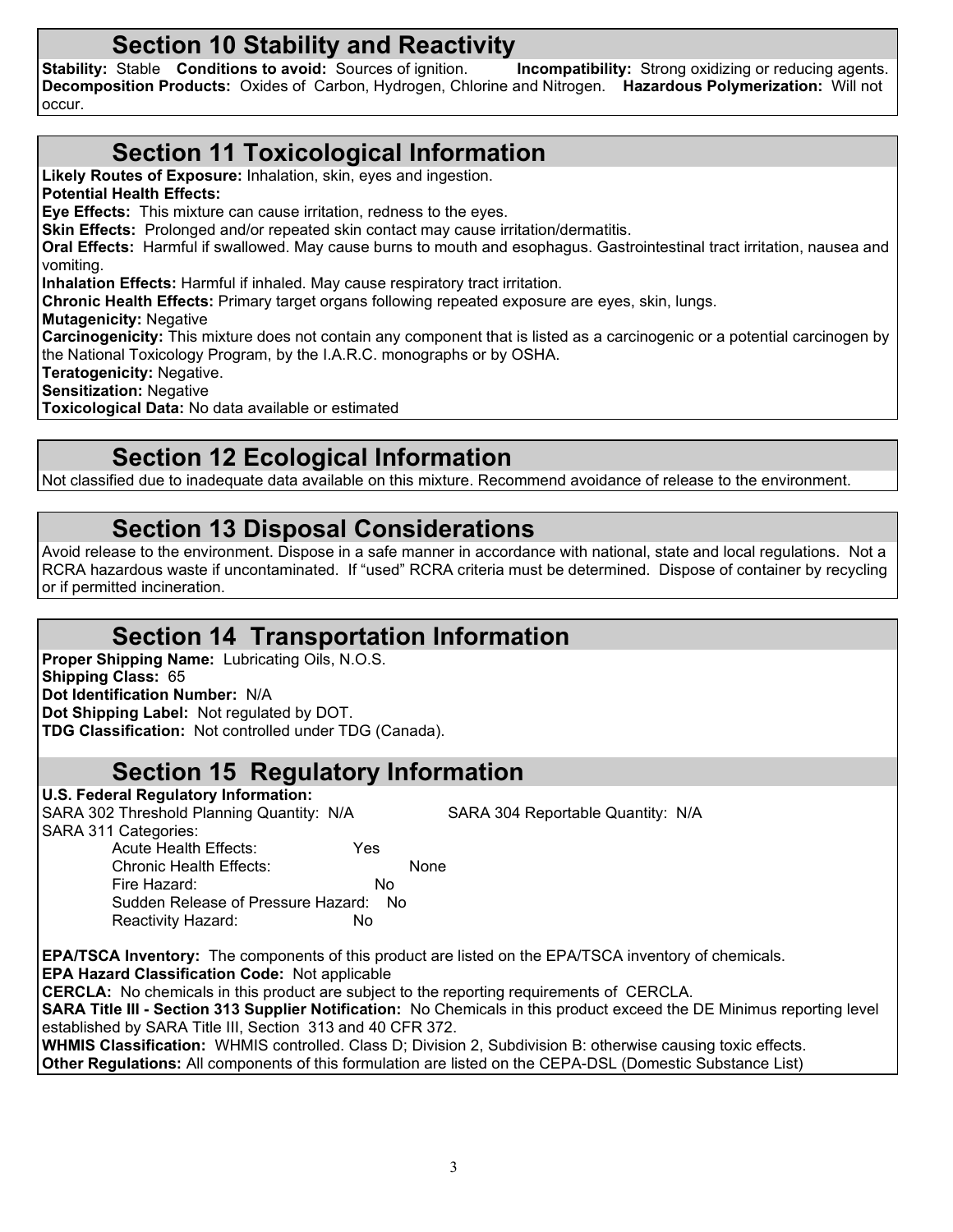## Section 10 Stability and Reactivity

**Stability:** Stable **Conditions to avoid:** Sources of ignition. **Incompatibility:** Strong oxidizing or reducing agents. **Decomposition Products:** Oxides of Carbon, Hydrogen, Chlorine and Nitrogen. **Hazardous Polymerization:** Will not occur.

## Section 11 Toxicological Information

**Likely Routes of Exposure:** Inhalation, skin, eyes and ingestion.
**Potential Health Effects:**
**Eye Effects:** This mixture can cause irritation, redness to the eyes.
**Skin Effects:** Prolonged and/or repeated skin contact may cause irritation/dermatitis.
**Oral Effects:** Harmful if swallowed. May cause burns to mouth and esophagus. Gastrointestinal tract irritation, nausea and vomiting.
**Inhalation Effects:** Harmful if inhaled. May cause respiratory tract irritation.
**Chronic Health Effects:** Primary target organs following repeated exposure are eyes, skin, lungs.
**Mutagenicity:** Negative
**Carcinogenicity:** This mixture does not contain any component that is listed as a carcinogenic or a potential carcinogen by the National Toxicology Program, by the I.A.R.C. monographs or by OSHA.
**Teratogenicity:** Negative.
**Sensitization:** Negative
**Toxicological Data:** No data available or estimated

## Section 12 Ecological Information

Not classified due to inadequate data available on this mixture. Recommend avoidance of release to the environment.

## Section 13 Disposal Considerations

Avoid release to the environment. Dispose in a safe manner in accordance with national, state and local regulations. Not a RCRA hazardous waste if uncontaminated. If "used" RCRA criteria must be determined. Dispose of container by recycling or if permitted incineration.

## Section 14 Transportation Information

**Proper Shipping Name:** Lubricating Oils, N.O.S.
**Shipping Class:** 65
**Dot Identification Number:** N/A
**Dot Shipping Label:** Not regulated by DOT.
**TDG Classification:** Not controlled under TDG (Canada).

## Section 15 Regulatory Information

**U.S. Federal Regulatory Information:**
SARA 302 Threshold Planning Quantity: N/A SARA 304 Reportable Quantity: N/A
SARA 311 Categories:
- Acute Health Effects: Yes
- Chronic Health Effects: None
- Fire Hazard: No
- Sudden Release of Pressure Hazard: No
- Reactivity Hazard: No

**EPA/TSCA Inventory:** The components of this product are listed on the EPA/TSCA inventory of chemicals.
**EPA Hazard Classification Code:** Not applicable
**CERCLA:** No chemicals in this product are subject to the reporting requirements of CERCLA.
**SARA Title III - Section 313 Supplier Notification:** No Chemicals in this product exceed the DE Minimus reporting level established by SARA Title III, Section 313 and 40 CFR 372.
**WHMIS Classification:** WHMIS controlled. Class D; Division 2, Subdivision B: otherwise causing toxic effects.
**Other Regulations:** All components of this formulation are listed on the CEPA-DSL (Domestic Substance List)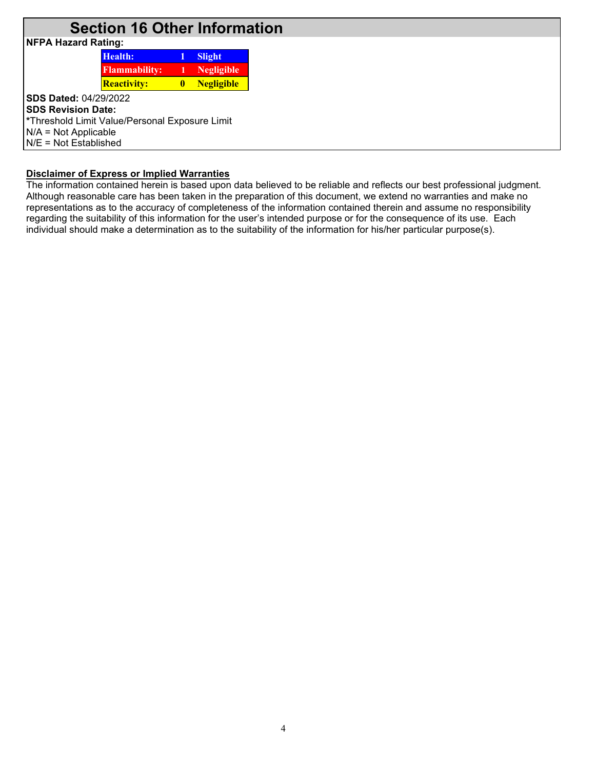## Section 16 Other Information

**NFPA Hazard Rating:**

| | | |
|---|---|---|
| **Health:** | **1** | **Slight** |
| **Flammability:** | **1** | **Negligible** |
| **Reactivity:** | **0** | **Negligible** |

**SDS Dated:** 04/29/2022

**SDS Revision Date:**

*Threshold Limit Value/Personal Exposure Limit

N/A = Not Applicable

N/E = Not Established

**Disclaimer of Express or Implied Warranties**

The information contained herein is based upon data believed to be reliable and reflects our best professional judgment. Although reasonable care has been taken in the preparation of this document, we extend no warranties and make no representations as to the accuracy of completeness of the information contained therein and assume no responsibility regarding the suitability of this information for the user's intended purpose or for the consequence of its use. Each individual should make a determination as to the suitability of the information for his/her particular purpose(s).